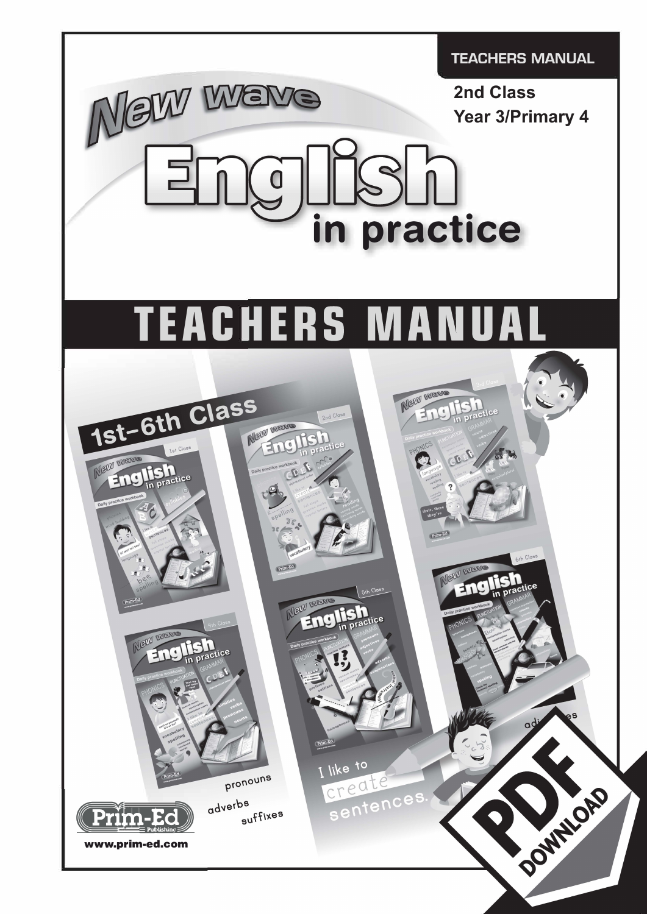TEACHERS MANUAL

**2nd Class**
**Year 3/Primary 4**

# New Wave English in practice

# TEACHERS MANUAL

1st–6th Class

Prim-Ed Publishing

www.prim-ed.com

PDF DOWNLOAD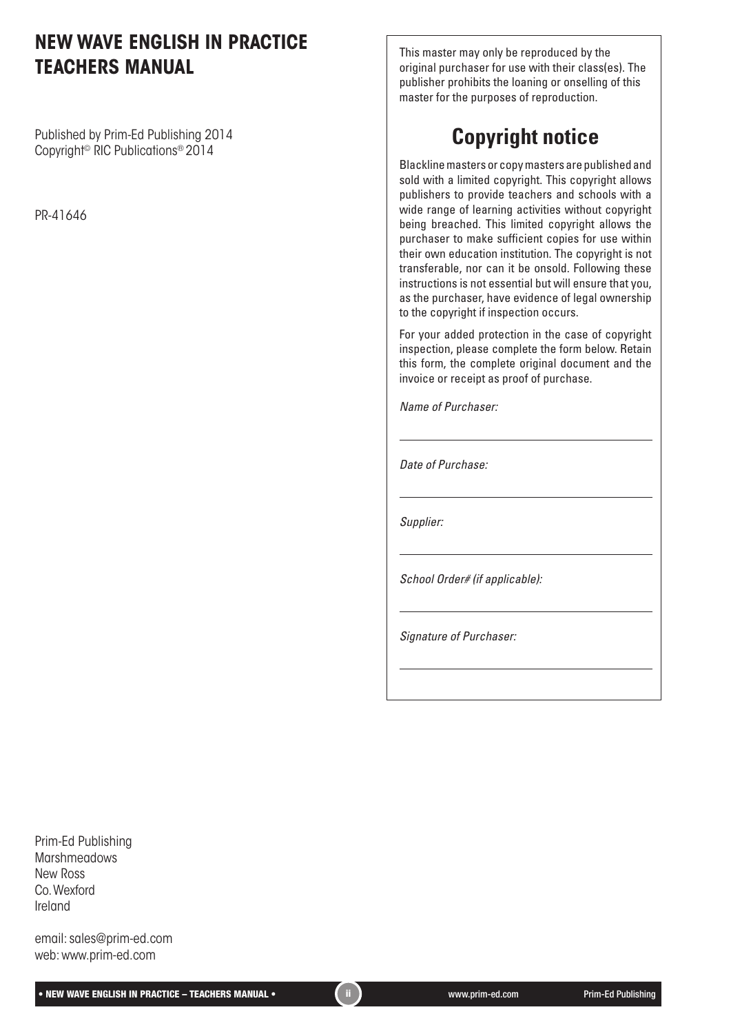# NEW WAVE ENGLISH IN PRACTICE TEACHERS MANUAL

Published by Prim-Ed Publishing 2014
Copyright© RIC Publications® 2014

PR-41646

This master may only be reproduced by the original purchaser for use with their class(es). The publisher prohibits the loaning or onselling of this master for the purposes of reproduction.

## Copyright notice

Blackline masters or copy masters are published and sold with a limited copyright. This copyright allows publishers to provide teachers and schools with a wide range of learning activities without copyright being breached. This limited copyright allows the purchaser to make sufficient copies for use within their own education institution. The copyright is not transferable, nor can it be onsold. Following these instructions is not essential but will ensure that you, as the purchaser, have evidence of legal ownership to the copyright if inspection occurs.

For your added protection in the case of copyright inspection, please complete the form below. Retain this form, the complete original document and the invoice or receipt as proof of purchase.

*Name of Purchaser:*

___________________________

*Date of Purchase:*

___________________________

*Supplier:*

___________________________

*School Order# (if applicable):*

___________________________

*Signature of Purchaser:*

___________________________

Prim-Ed Publishing
Marshmeadows
New Ross
Co. Wexford
Ireland

email: sales@prim-ed.com
web: www.prim-ed.com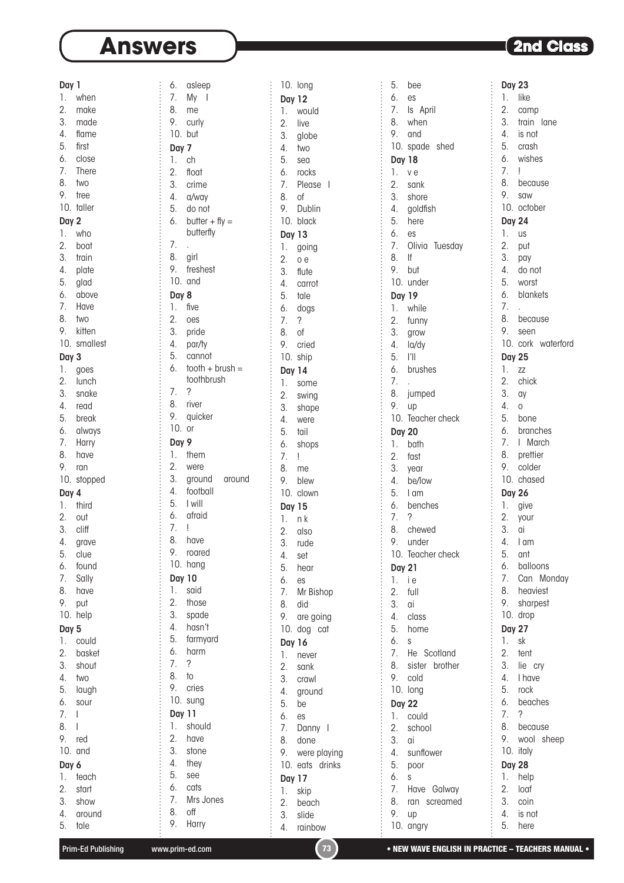# Answers

**2nd Class**

**Day 1**
1. when
2. make
3. made
4. flame
5. first
6. close
7. There
8. two
9. tree
10. taller

**Day 2**
1. who
2. boat
3. train
4. plate
5. glad
6. above
7. Have
8. two
9. kitten
10. smallest

**Day 3**
1. goes
2. lunch
3. snake
4. read
5. break
6. always
7. Harry
8. have
9. ran
10. stopped

**Day 4**
1. third
2. out
3. cliff
4. grave
5. clue
6. found
7. Sally
8. have
9. put
10. help

**Day 5**
1. could
2. basket
3. shout
4. two
5. laugh
6. sour
7. I
8. I
9. red
10. and

**Day 6**
1. teach
2. start
3. show
4. around
5. tale
6. asleep
7. My I
8. me
9. curly
10. but

**Day 7**
1. ch
2. float
3. crime
4. a/way
5. do not
6. butter + fly = butterfly
7. .
8. girl
9. freshest
10. and

**Day 8**
1. five
2. oes
3. pride
4. par/ty
5. cannot
6. tooth + brush = toothbrush
7. ?
8. river
9. quicker
10. or

**Day 9**
1. them
2. were
3. ground around
4. football
5. I will
6. afraid
7. !
8. have
9. roared
10. hang

**Day 10**
1. said
2. those
3. spade
4. hasn't
5. farmyard
6. harm
7. ?
8. to
9. cries
10. sung

**Day 11**
1. should
2. have
3. stone
4. they
5. see
6. cats
7. Mrs Jones
8. off
9. Harry
10. long

**Day 12**
1. would
2. live
3. globe
4. two
5. sea
6. rocks
7. Please I
8. of
9. Dublin
10. black

**Day 13**
1. going
2. o e
3. flute
4. carrot
5. tale
6. dogs
7. ?
8. of
9. cried
10. ship

**Day 14**
1. some
2. swing
3. shape
4. were
5. tail
6. shops
7. !
8. me
9. blew
10. clown

**Day 15**
1. n k
2. also
3. rude
4. set
5. hear
6. es
7. Mr Bishop
8. did
9. are going
10. dog cat

**Day 16**
1. never
2. sank
3. crawl
4. ground
5. be
6. es
7. Danny I
8. done
9. were playing
10. eats drinks

**Day 17**
1. skip
2. beach
3. slide
4. rainbow
5. bee
6. es
7. Is April
8. when
9. and
10. spade shed

**Day 18**
1. v e
2. sank
3. shore
4. goldfish
5. here
6. es
7. Olivia Tuesday
8. If
9. but
10. under

**Day 19**
1. while
2. funny
3. grow
4. la/dy
5. I'll
6. brushes
7. .
8. jumped
9. up
10. Teacher check

**Day 20**
1. bath
2. fast
3. year
4. be/low
5. I am
6. benches
7. ?
8. chewed
9. under
10. Teacher check

**Day 21**
1. i e
2. full
3. ai
4. class
5. home
6. s
7. He Scotland
8. sister brother
9. cold
10. long

**Day 22**
1. could
2. school
3. ai
4. sunflower
5. poor
6. s
7. Have Galway
8. ran screamed
9. up
10. angry

**Day 23**
1. like
2. camp
3. train lane
4. is not
5. crash
6. wishes
7. !
8. because
9. saw
10. october

**Day 24**
1. us
2. put
3. pay
4. do not
5. worst
6. blankets
7. .
8. because
9. seen
10. cork waterford

**Day 25**
1. zz
2. chick
3. ay
4. o
5. bone
6. branches
7. I March
8. prettier
9. colder
10. chased

**Day 26**
1. give
2. your
3. ai
4. I am
5. ant
6. balloons
7. Can Monday
8. heaviest
9. sharpest
10. drop

**Day 27**
1. sk
2. tent
3. lie cry
4. I have
5. rock
6. beaches
7. ?
8. because
9. wool sheep
10. italy

**Day 28**
1. help
2. loaf
3. coin
4. is not
5. here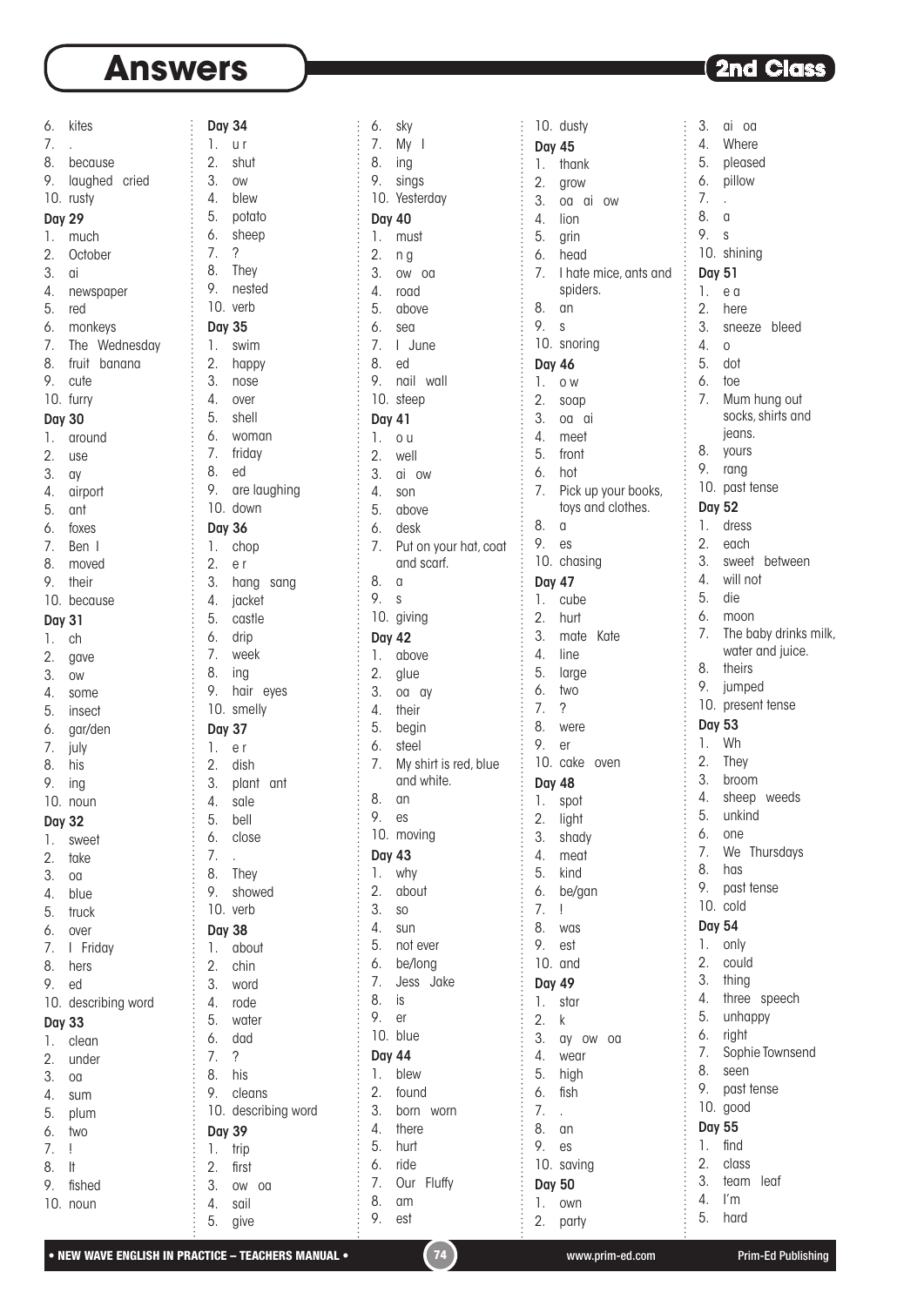# Answers

**2nd Class**

6. kites
7. .
8. because
9. laughed cried
10. rusty

**Day 29**

1. much
2. October
3. ai
4. newspaper
5. red
6. monkeys
7. The Wednesday
8. fruit banana
9. cute
10. furry

**Day 30**

1. around
2. use
3. ay
4. airport
5. ant
6. foxes
7. Ben I
8. moved
9. their
10. because

**Day 31**

1. ch
2. gave
3. ow
4. some
5. insect
6. gar/den
7. july
8. his
9. ing
10. noun

**Day 32**

1. sweet
2. take
3. oa
4. blue
5. truck
6. over
7. I Friday
8. hers
9. ed
10. describing word

**Day 33**

1. clean
2. under
3. oa
4. sum
5. plum
6. two
7. !
8. It
9. fished
10. noun

**Day 34**

1. u r
2. shut
3. ow
4. blew
5. potato
6. sheep
7. ?
8. They
9. nested
10. verb

**Day 35**

1. swim
2. happy
3. nose
4. over
5. shell
6. woman
7. friday
8. ed
9. are laughing
10. down

**Day 36**

1. chop
2. e r
3. hang sang
4. jacket
5. castle
6. drip
7. week
8. ing
9. hair eyes
10. smelly

**Day 37**

1. e r
2. dish
3. plant ant
4. sale
5. bell
6. close
7. .
8. They
9. showed
10. verb

**Day 38**

1. about
2. chin
3. word
4. rode
5. water
6. dad
7. ?
8. his
9. cleans
10. describing word

**Day 39**

1. trip
2. first
3. ow oa
4. sail
5. give
6. sky
7. My I
8. ing
9. sings
10. Yesterday

**Day 40**

1. must
2. n g
3. ow oa
4. road
5. above
6. sea
7. I June
8. ed
9. nail wall
10. steep

**Day 41**

1. o u
2. well
3. ai ow
4. son
5. above
6. desk
7. Put on your hat, coat and scarf.
8. a
9. s
10. giving

**Day 42**

1. above
2. glue
3. oa ay
4. their
5. begin
6. steel
7. My shirt is red, blue and white.
8. an
9. es
10. moving

**Day 43**

1. why
2. about
3. so
4. sun
5. not ever
6. be/long
7. Jess Jake
8. is
9. er
10. blue

**Day 44**

1. blew
2. found
3. born worn
4. there
5. hurt
6. ride
7. Our Fluffy
8. am
9. est
10. dusty

**Day 45**

1. thank
2. grow
3. oa ai ow
4. lion
5. grin
6. head
7. I hate mice, ants and spiders.
8. an
9. s
10. snoring

**Day 46**

1. o w
2. soap
3. oa ai
4. meet
5. front
6. hot
7. Pick up your books, toys and clothes.
8. a
9. es
10. chasing

**Day 47**

1. cube
2. hurt
3. mate Kate
4. line
5. large
6. two
7. ?
8. were
9. er
10. cake oven

**Day 48**

1. spot
2. light
3. shady
4. meat
5. kind
6. be/gan
7. !
8. was
9. est
10. and

**Day 49**

1. star
2. k
3. ay ow oa
4. wear
5. high
6. fish
7. .
8. an
9. es
10. saving

**Day 50**

1. own
2. party
3. ai oa
4. Where
5. pleased
6. pillow
7. .
8. a
9. s
10. shining

**Day 51**

1. e a
2. here
3. sneeze bleed
4. o
5. dot
6. toe
7. Mum hung out socks, shirts and jeans.
8. yours
9. rang
10. past tense

**Day 52**

1. dress
2. each
3. sweet between
4. will not
5. die
6. moon
7. The baby drinks milk, water and juice.
8. theirs
9. jumped
10. present tense

**Day 53**

1. Wh
2. They
3. broom
4. sheep weeds
5. unkind
6. one
7. We Thursdays
8. has
9. past tense
10. cold

**Day 54**

1. only
2. could
3. thing
4. three speech
5. unhappy
6. right
7. Sophie Townsend
8. seen
9. past tense
10. good

**Day 55**

1. find
2. class
3. team leaf
4. I'm
5. hard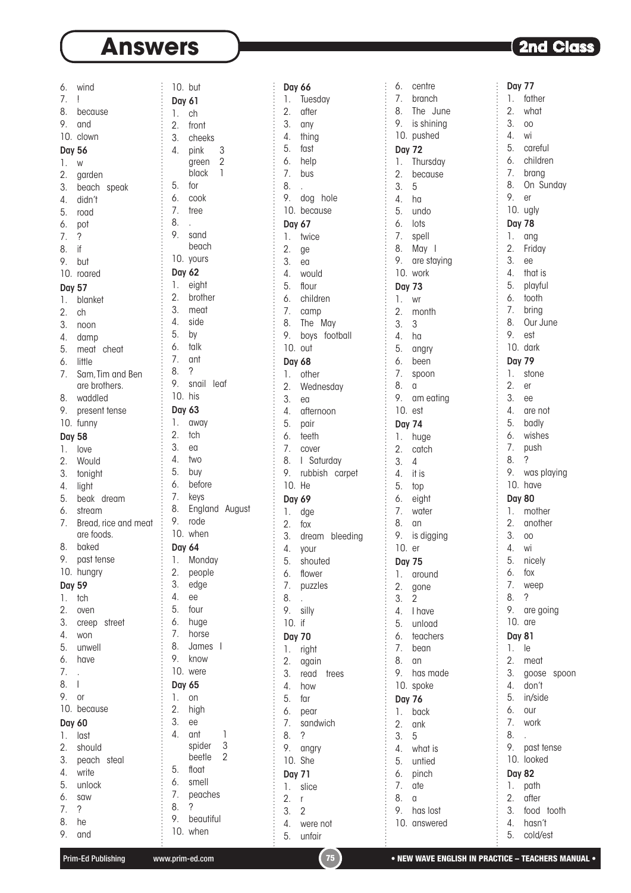# Answers

**2nd Class**

6. wind
7. !
8. because
9. and
10. clown

**Day 56**
1. w
2. garden
3. beach speak
4. didn't
5. road
6. pot
7. ?
8. if
9. but
10. roared

**Day 57**
1. blanket
2. ch
3. noon
4. damp
5. meat cheat
6. little
7. Sam, Tim and Ben are brothers.
8. waddled
9. present tense
10. funny

**Day 58**
1. love
2. Would
3. tonight
4. light
5. beak dream
6. stream
7. Bread, rice and meat are foods.
8. baked
9. past tense
10. hungry

**Day 59**
1. tch
2. oven
3. creep street
4. won
5. unwell
6. have
7. .
8. I
9. or
10. because

**Day 60**
1. last
2. should
3. peach steal
4. write
5. unlock
6. saw
7. ?
8. he
9. and
10. but

**Day 61**
1. ch
2. front
3. cheeks
4. pink 3
   green 2
   black 1
5. for
6. cook
7. tree
8. .
9. sand
   beach
10. yours

**Day 62**
1. eight
2. brother
3. meat
4. side
5. by
6. talk
7. ant
8. ?
9. snail leaf
10. his

**Day 63**
1. away
2. tch
3. ea
4. two
5. buy
6. before
7. keys
8. England August
9. rode
10. when

**Day 64**
1. Monday
2. people
3. edge
4. ee
5. four
6. huge
7. horse
8. James I
9. know
10. were

**Day 65**
1. on
2. high
3. ee
4. ant 1
   spider 3
   beetle 2
5. float
6. smell
7. peaches
8. ?
9. beautiful
10. when

**Day 66**
1. Tuesday
2. after
3. any
4. thing
5. fast
6. help
7. bus
8. .
9. dog hole
10. because

**Day 67**
1. twice
2. ge
3. ea
4. would
5. flour
6. children
7. camp
8. The May
9. boys football
10. out

**Day 68**
1. other
2. Wednesday
3. ea
4. afternoon
5. pair
6. teeth
7. cover
8. I Saturday
9. rubbish carpet
10. He

**Day 69**
1. dge
2. fox
3. dream bleeding
4. your
5. shouted
6. flower
7. puzzles
8. .
9. silly
10. if

**Day 70**
1. right
2. again
3. read trees
4. how
5. far
6. pear
7. sandwich
8. ?
9. angry
10. She

**Day 71**
1. slice
2. r
3. 2
4. were not
5. unfair
6. centre
7. branch
8. The June
9. is shining
10. pushed

**Day 72**
1. Thursday
2. because
3. 5
4. ha
5. undo
6. lots
7. spell
8. May I
9. are staying
10. work

**Day 73**
1. wr
2. month
3. 3
4. ha
5. angry
6. been
7. spoon
8. a
9. am eating
10. est

**Day 74**
1. huge
2. catch
3. 4
4. it is
5. top
6. eight
7. water
8. an
9. is digging
10. er

**Day 75**
1. around
2. gone
3. 2
4. I have
5. unload
6. teachers
7. bean
8. an
9. has made
10. spoke

**Day 76**
1. back
2. ank
3. 5
4. what is
5. untied
6. pinch
7. ate
8. a
9. has lost
10. answered

**Day 77**
1. father
2. what
3. oo
4. wi
5. careful
6. children
7. brang
8. On Sunday
9. er
10. ugly

**Day 78**
1. ang
2. Friday
3. ee
4. that is
5. playful
6. tooth
7. bring
8. Our June
9. est
10. dark

**Day 79**
1. stone
2. er
3. ee
4. are not
5. badly
6. wishes
7. push
8. ?
9. was playing
10. have

**Day 80**
1. mother
2. another
3. oo
4. wi
5. nicely
6. fox
7. weep
8. ?
9. are going
10. are

**Day 81**
1. le
2. meat
3. goose spoon
4. don't
5. in/side
6. our
7. work
8. .
9. past tense
10. looked

**Day 82**
1. path
2. after
3. food tooth
4. hasn't
5. cold/est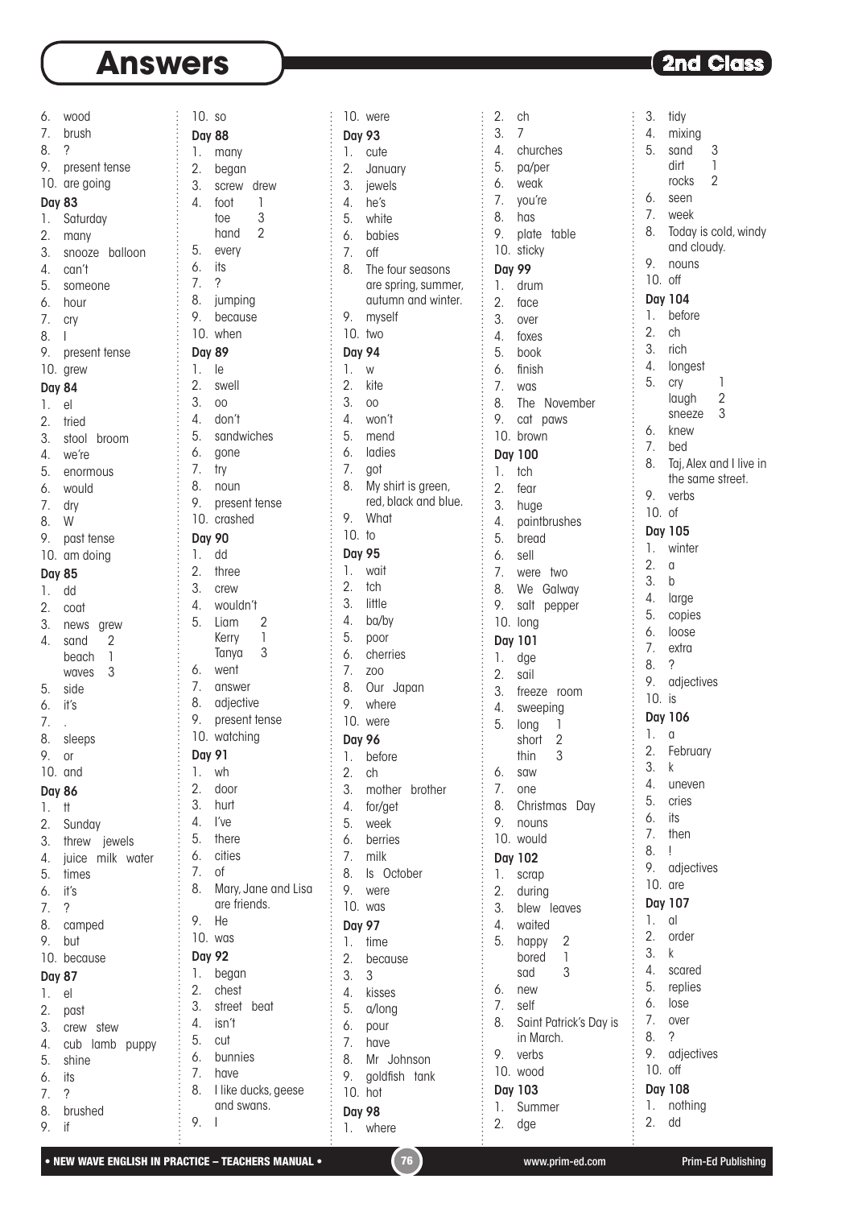# Answers

2nd Class

6. wood
7. brush
8. ?
9. present tense
10. are going

**Day 83**
1. Saturday
2. many
3. snooze balloon
4. can't
5. someone
6. hour
7. cry
8. I
9. present tense
10. grew

**Day 84**
1. el
2. tried
3. stool broom
4. we're
5. enormous
6. would
7. dry
8. W
9. past tense
10. am doing

**Day 85**
1. dd
2. coat
3. news grew
4. sand 2
   beach 1
   waves 3
5. side
6. it's
7. .
8. sleeps
9. or
10. and

**Day 86**
1. tt
2. Sunday
3. threw jewels
4. juice milk water
5. times
6. it's
7. ?
8. camped
9. but
10. because

**Day 87**
1. el
2. past
3. crew stew
4. cub lamb puppy
5. shine
6. its
7. ?
8. brushed
9. if
10. so

**Day 88**
1. many
2. began
3. screw drew
4. foot 1
   toe 3
   hand 2
5. every
6. its
7. ?
8. jumping
9. because
10. when

**Day 89**
1. le
2. swell
3. oo
4. don't
5. sandwiches
6. gone
7. try
8. noun
9. present tense
10. crashed

**Day 90**
1. dd
2. three
3. crew
4. wouldn't
5. Liam 2
   Kerry 1
   Tanya 3
6. went
7. answer
8. adjective
9. present tense
10. watching

**Day 91**
1. wh
2. door
3. hurt
4. I've
5. there
6. cities
7. of
8. Mary, Jane and Lisa are friends.
9. He
10. was

**Day 92**
1. began
2. chest
3. street beat
4. isn't
5. cut
6. bunnies
7. have
8. I like ducks, geese and swans.
9. I
10. were

**Day 93**
1. cute
2. January
3. jewels
4. he's
5. white
6. babies
7. off
8. The four seasons are spring, summer, autumn and winter.
9. myself
10. two

**Day 94**
1. w
2. kite
3. oo
4. won't
5. mend
6. ladies
7. got
8. My shirt is green, red, black and blue.
9. What
10. to

**Day 95**
1. wait
2. tch
3. little
4. ba/by
5. poor
6. cherries
7. zoo
8. Our Japan
9. where
10. were

**Day 96**
1. before
2. ch
3. mother brother
4. for/get
5. week
6. berries
7. milk
8. Is October
9. were
10. was

**Day 97**
1. time
2. because
3. 3
4. kisses
5. a/long
6. pour
7. have
8. Mr Johnson
9. goldfish tank
10. hot

**Day 98**
1. where
2. ch
3. 7
4. churches
5. pa/per
6. weak
7. you're
8. has
9. plate table
10. sticky

**Day 99**
1. drum
2. face
3. over
4. foxes
5. book
6. finish
7. was
8. The November
9. cat paws
10. brown

**Day 100**
1. tch
2. fear
3. huge
4. paintbrushes
5. bread
6. sell
7. were two
8. We Galway
9. salt pepper
10. long

**Day 101**
1. dge
2. sail
3. freeze room
4. sweeping
5. long 1
   short 2
   thin 3
6. saw
7. one
8. Christmas Day
9. nouns
10. would

**Day 102**
1. scrap
2. during
3. blew leaves
4. waited
5. happy 2
   bored 1
   sad 3
6. new
7. self
8. Saint Patrick's Day is in March.
9. verbs
10. wood

**Day 103**
1. Summer
2. dge
3. tidy
4. mixing
5. sand 3
   dirt 1
   rocks 2
6. seen
7. week
8. Today is cold, windy and cloudy.
9. nouns
10. off

**Day 104**
1. before
2. ch
3. rich
4. longest
5. cry 1
   laugh 2
   sneeze 3
6. knew
7. bed
8. Taj, Alex and I live in the same street.
9. verbs
10. of

**Day 105**
1. winter
2. a
3. b
4. large
5. copies
6. loose
7. extra
8. ?
9. adjectives
10. is

**Day 106**
1. a
2. February
3. k
4. uneven
5. cries
6. its
7. then
8. !
9. adjectives
10. are

**Day 107**
1. al
2. order
3. k
4. scared
5. replies
6. lose
7. over
8. ?
9. adjectives
10. off

**Day 108**
1. nothing
2. dd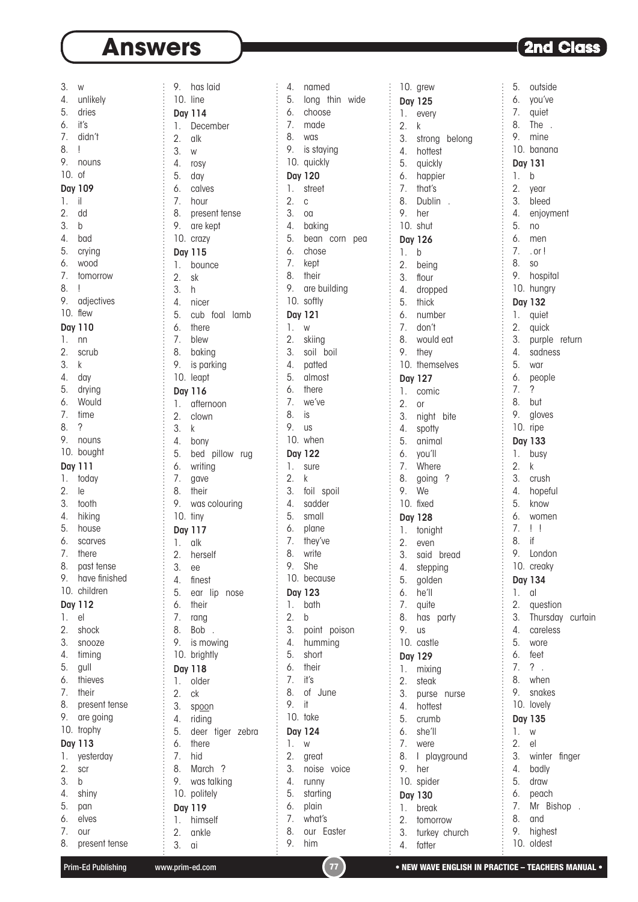# Answers

**2nd Class**

3. w
4. unlikely
5. dries
6. it's
7. didn't
8. !
9. nouns
10. of

**Day 109**

1. il
2. dd
3. b
4. bad
5. crying
6. wood
7. tomorrow
8. !
9. adjectives
10. flew

**Day 110**

1. nn
2. scrub
3. k
4. day
5. drying
6. Would
7. time
8. ?
9. nouns
10. bought

**Day 111**

1. today
2. le
3. tooth
4. hiking
5. house
6. scarves
7. there
8. past tense
9. have finished
10. children

**Day 112**

1. el
2. shock
3. snooze
4. timing
5. gull
6. thieves
7. their
8. present tense
9. are going
10. trophy

**Day 113**

1. yesterday
2. scr
3. b
4. shiny
5. pan
6. elves
7. our
8. present tense
9. has laid
10. line

**Day 114**

1. December
2. alk
3. w
4. rosy
5. day
6. calves
7. hour
8. present tense
9. are kept
10. crazy

**Day 115**

1. bounce
2. sk
3. h
4. nicer
5. cub foal lamb
6. there
7. blew
8. baking
9. is parking
10. leapt

**Day 116**

1. afternoon
2. clown
3. k
4. bony
5. bed pillow rug
6. writing
7. gave
8. their
9. was colouring
10. tiny

**Day 117**

1. alk
2. herself
3. ee
4. finest
5. ear lip nose
6. their
7. rang
8. Bob .
9. is mowing
10. brightly

**Day 118**

1. older
2. ck
3. sp<u>oo</u>n
4. riding
5. deer tiger zebra
6. there
7. hid
8. March ?
9. was talking
10. politely

**Day 119**

1. himself
2. ankle
3. ai
4. named
5. long thin wide
6. choose
7. made
8. was
9. is staying
10. quickly

**Day 120**

1. street
2. c
3. oa
4. baking
5. bean corn pea
6. chose
7. kept
8. their
9. are building
10. softly

**Day 121**

1. w
2. skiing
3. soil boil
4. patted
5. almost
6. there
7. we've
8. is
9. us
10. when

**Day 122**

1. sure
2. k
3. foil spoil
4. sadder
5. small
6. plane
7. they've
8. write
9. She
10. because

**Day 123**

1. bath
2. b
3. point poison
4. humming
5. short
6. their
7. it's
8. of June
9. it
10. take

**Day 124**

1. w
2. great
3. noise voice
4. runny
5. starting
6. plain
7. what's
8. our Easter
9. him
10. grew

**Day 125**

1. every
2. k
3. strong belong
4. hottest
5. quickly
6. happier
7. that's
8. Dublin .
9. her
10. shut

**Day 126**

1. b
2. being
3. flour
4. dropped
5. thick
6. number
7. don't
8. would eat
9. they
10. themselves

**Day 127**

1. comic
2. or
3. night bite
4. spotty
5. animal
6. you'll
7. Where
8. going ?
9. We
10. fixed

**Day 128**

1. tonight
2. even
3. said bread
4. stepping
5. golden
6. he'll
7. quite
8. has party
9. us
10. castle

**Day 129**

1. mixing
2. steak
3. purse nurse
4. hottest
5. crumb
6. she'll
7. were
8. I playground
9. her
10. spider

**Day 130**

1. break
2. tomorrow
3. turkey church
4. fatter
5. outside
6. you've
7. quiet
8. The .
9. mine
10. banana

**Day 131**

1. b
2. year
3. bleed
4. enjoyment
5. no
6. men
7. . or !
8. so
9. hospital
10. hungry

**Day 132**

1. quiet
2. quick
3. purple return
4. sadness
5. war
6. people
7. ?
8. but
9. gloves
10. ripe

**Day 133**

1. busy
2. k
3. crush
4. hopeful
5. know
6. women
7. ! !
8. if
9. London
10. creaky

**Day 134**

1. al
2. question
3. Thursday curtain
4. careless
5. wore
6. feet
7. ? .
8. when
9. snakes
10. lovely

**Day 135**

1. w
2. el
3. winter finger
4. badly
5. draw
6. peach
7. Mr Bishop .
8. and
9. highest
10. oldest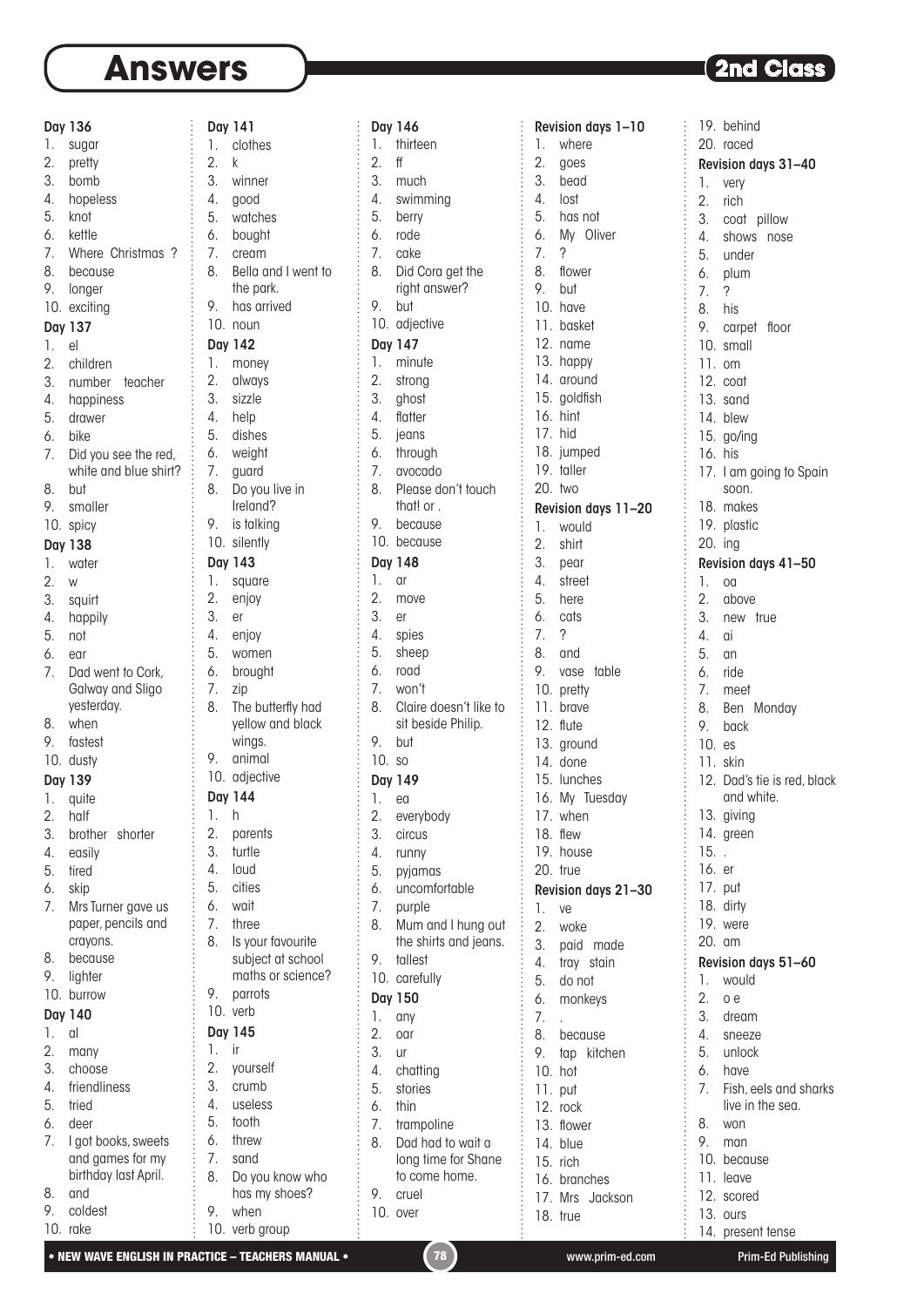# Answers

**2nd Class**

**Day 136**
1. sugar
2. pretty
3. bomb
4. hopeless
5. knot
6. kettle
7. Where Christmas ?
8. because
9. longer
10. exciting

**Day 137**
1. el
2. children
3. number teacher
4. happiness
5. drawer
6. bike
7. Did you see the red, white and blue shirt?
8. but
9. smaller
10. spicy

**Day 138**
1. water
2. w
3. squirt
4. happily
5. not
6. ear
7. Dad went to Cork, Galway and Sligo yesterday.
8. when
9. fastest
10. dusty

**Day 139**
1. quite
2. half
3. brother shorter
4. easily
5. tired
6. skip
7. Mrs Turner gave us paper, pencils and crayons.
8. because
9. lighter
10. burrow

**Day 140**
1. al
2. many
3. choose
4. friendliness
5. tried
6. deer
7. I got books, sweets and games for my birthday last April.
8. and
9. coldest
10. rake

**Day 141**
1. clothes
2. k
3. winner
4. good
5. watches
6. bought
7. cream
8. Bella and I went to the park.
9. has arrived
10. noun

**Day 142**
1. money
2. always
3. sizzle
4. help
5. dishes
6. weight
7. guard
8. Do you live in Ireland?
9. is talking
10. silently

**Day 143**
1. square
2. enjoy
3. er
4. enjoy
5. women
6. brought
7. zip
8. The butterfly had yellow and black wings.
9. animal
10. adjective

**Day 144**
1. h
2. parents
3. turtle
4. loud
5. cities
6. wait
7. three
8. Is your favourite subject at school maths or science?
9. parrots
10. verb

**Day 145**
1. ir
2. yourself
3. crumb
4. useless
5. tooth
6. threw
7. sand
8. Do you know who has my shoes?
9. when
10. verb group

**Day 146**
1. thirteen
2. ff
3. much
4. swimming
5. berry
6. rode
7. cake
8. Did Cora get the right answer?
9. but
10. adjective

**Day 147**
1. minute
2. strong
3. ghost
4. flatter
5. jeans
6. through
7. avocado
8. Please don't touch that! or .
9. because
10. because

**Day 148**
1. ar
2. move
3. er
4. spies
5. sheep
6. road
7. won't
8. Claire doesn't like to sit beside Philip.
9. but
10. so

**Day 149**
1. ea
2. everybody
3. circus
4. runny
5. pyjamas
6. uncomfortable
7. purple
8. Mum and I hung out the shirts and jeans.
9. tallest
10. carefully

**Day 150**
1. any
2. oar
3. ur
4. chatting
5. stories
6. thin
7. trampoline
8. Dad had to wait a long time for Shane to come home.
9. cruel
10. over

**Revision days 1–10**
1. where
2. goes
3. bead
4. lost
5. has not
6. My Oliver
7. ?
8. flower
9. but
10. have
11. basket
12. name
13. happy
14. around
15. goldfish
16. hint
17. hid
18. jumped
19. taller
20. two

**Revision days 11–20**
1. would
2. shirt
3. pear
4. street
5. here
6. cats
7. ?
8. and
9. vase table
10. pretty
11. brave
12. flute
13. ground
14. done
15. lunches
16. My Tuesday
17. when
18. flew
19. house
20. true

**Revision days 21–30**
1. ve
2. woke
3. paid made
4. tray stain
5. do not
6. monkeys
7. .
8. because
9. tap kitchen
10. hot
11. put
12. rock
13. flower
14. blue
15. rich
16. branches
17. Mrs Jackson
18. true
19. behind
20. raced

**Revision days 31–40**
1. very
2. rich
3. coat pillow
4. shows nose
5. under
6. plum
7. ?
8. his
9. carpet floor
10. small
11. om
12. coat
13. sand
14. blew
15. go/ing
16. his
17. I am going to Spain soon.
18. makes
19. plastic
20. ing

**Revision days 41–50**
1. oa
2. above
3. new true
4. ai
5. an
6. ride
7. meet
8. Ben Monday
9. back
10. es
11. skin
12. Dad's tie is red, black and white.
13. giving
14. green
15. .
16. er
17. put
18. dirty
19. were
20. am

**Revision days 51–60**
1. would
2. o e
3. dream
4. sneeze
5. unlock
6. have
7. Fish, eels and sharks live in the sea.
8. won
9. man
10. because
11. leave
12. scored
13. ours
14. present tense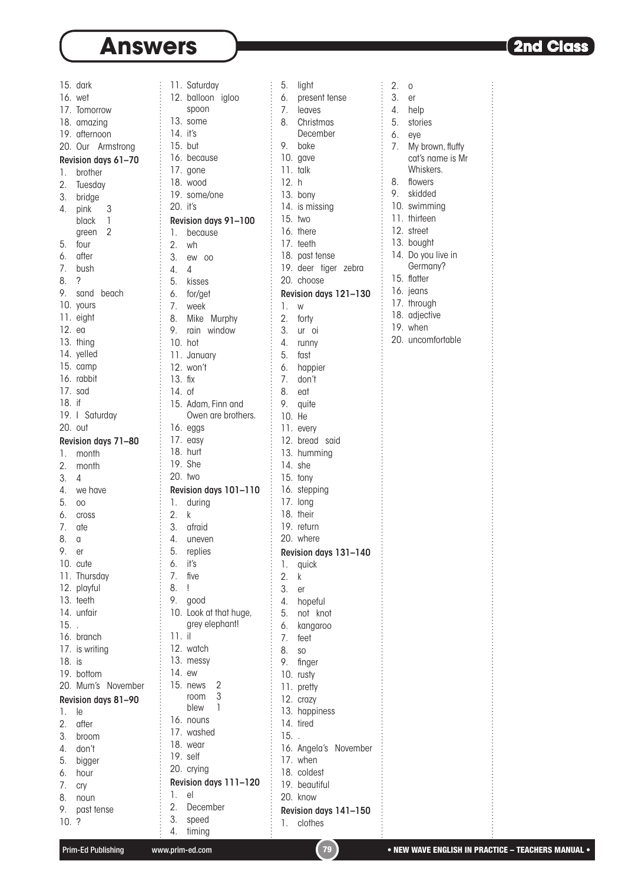# Answers

15. dark
16. wet
17. Tomorrow
18. amazing
19. afternoon
20. Our Armstrong

**Revision days 61–70**

1. brother
2. Tuesday
3. bridge
4. pink 3
   black 1
   green 2
5. four
6. after
7. bush
8. ?
9. sand beach
10. yours
11. eight
12. ea
13. thing
14. yelled
15. camp
16. rabbit
17. sad
18. if
19. I Saturday
20. out

**Revision days 71–80**

1. month
2. month
3. 4
4. we have
5. oo
6. cross
7. ate
8. a
9. er
10. cute
11. Thursday
12. playful
13. teeth
14. unfair
15. .
16. branch
17. is writing
18. is
19. bottom
20. Mum's November

**Revision days 81–90**

1. le
2. after
3. broom
4. don't
5. bigger
6. hour
7. cry
8. noun
9. past tense
10. ?
11. Saturday
12. balloon igloo spoon
13. some
14. it's
15. but
16. because
17. gone
18. wood
19. some/one
20. it's

**Revision days 91–100**

1. because
2. wh
3. ew oo
4. 4
5. kisses
6. for/get
7. week
8. Mike Murphy
9. rain window
10. hot
11. January
12. won't
13. fix
14. of
15. Adam, Finn and Owen are brothers.
16. eggs
17. easy
18. hurt
19. She
20. two

**Revision days 101–110**

1. during
2. k
3. afraid
4. uneven
5. replies
6. it's
7. five
8. !
9. good
10. Look at that huge, grey elephant!
11. il
12. watch
13. messy
14. ew
15. news 2
    room 3
    blew 1
16. nouns
17. washed
18. wear
19. self
20. crying

**Revision days 111–120**

1. el
2. December
3. speed
4. timing
5. light
6. present tense
7. leaves
8. Christmas December
9. bake
10. gave
11. talk
12. h
13. bony
14. is missing
15. two
16. there
17. teeth
18. past tense
19. deer tiger zebra
20. choose

**Revision days 121–130**

1. w
2. forty
3. ur oi
4. runny
5. fast
6. happier
7. don't
8. eat
9. quite
10. He
11. every
12. bread said
13. humming
14. she
15. tony
16. stepping
17. long
18. their
19. return
20. where

**Revision days 131–140**

1. quick
2. k
3. er
4. hopeful
5. not knot
6. kangaroo
7. feet
8. so
9. finger
10. rusty
11. pretty
12. crazy
13. happiness
14. tired
15. .
16. Angela's November
17. when
18. coldest
19. beautiful
20. know

**Revision days 141–150**

1. clothes
2. o
3. er
4. help
5. stories
6. eye
7. My brown, fluffy cat's name is Mr Whiskers.
8. flowers
9. skidded
10. swimming
11. thirteen
12. street
13. bought
14. Do you live in Germany?
15. flatter
16. jeans
17. through
18. adjective
19. when
20. uncomfortable